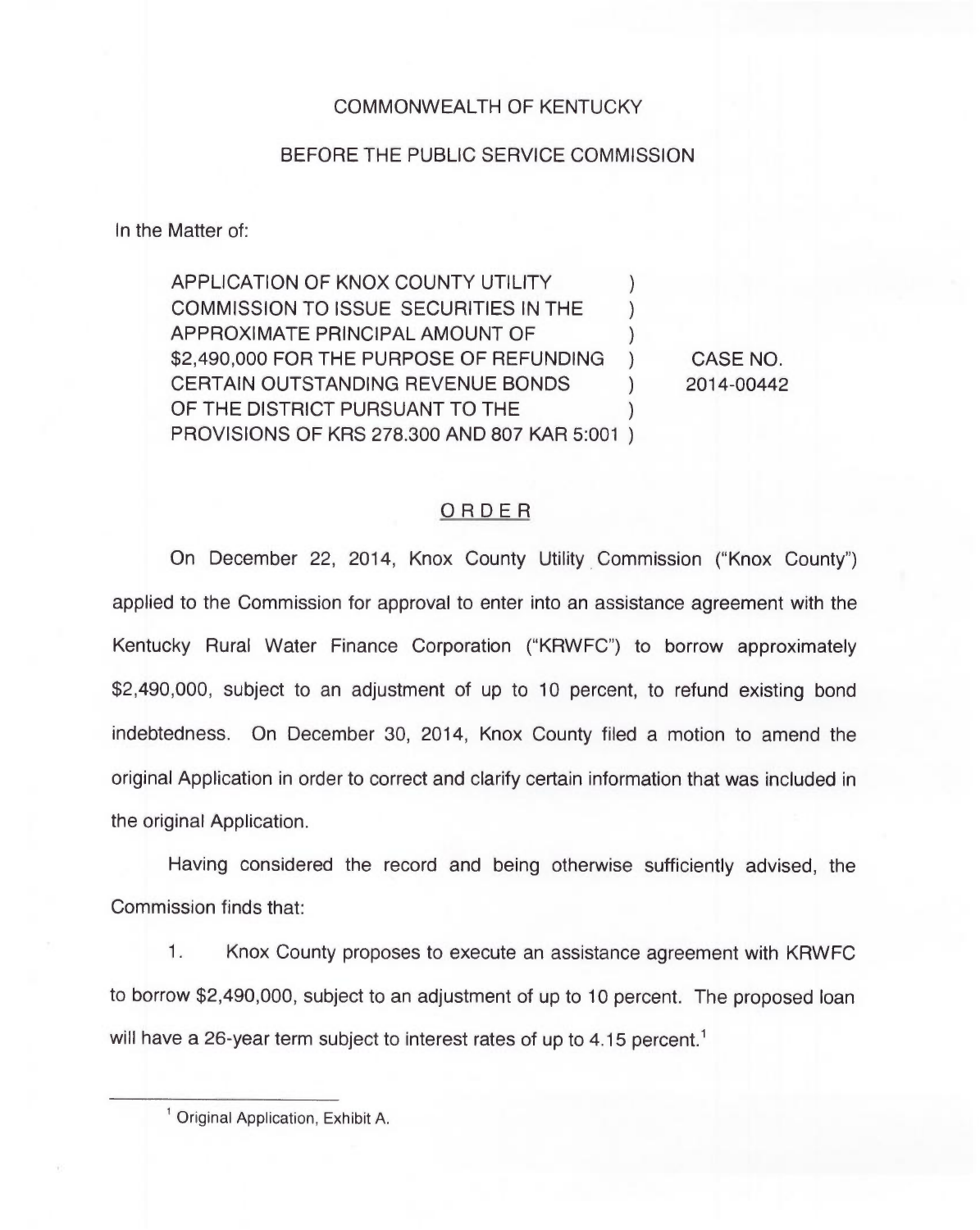COMMONWEALTH OF KENTUCKY

BEFORE THE PUBLIC SERVICE COMMISSION

In the Matter of:

| | | |
|---|---|---|
| APPLICATION OF KNOX COUNTY UTILITY COMMISSION TO ISSUE SECURITIES IN THE APPROXIMATE PRINCIPAL AMOUNT OF $2,490,000 FOR THE PURPOSE OF REFUNDING CERTAIN OUTSTANDING REVENUE BONDS OF THE DISTRICT PURSUANT TO THE PROVISIONS OF KRS 278.300 AND 807 KAR 5:001 | ) | CASE NO. 2014-00442 |

## ORDER

On December 22, 2014, Knox County Utility Commission ("Knox County") applied to the Commission for approval to enter into an assistance agreement with the Kentucky Rural Water Finance Corporation ("KRWFC") to borrow approximately $2,490,000, subject to an adjustment of up to 10 percent, to refund existing bond indebtedness. On December 30, 2014, Knox County filed a motion to amend the original Application in order to correct and clarify certain information that was included in the original Application.

Having considered the record and being otherwise sufficiently advised, the Commission finds that:

1. Knox County proposes to execute an assistance agreement with KRWFC to borrow $2,490,000, subject to an adjustment of up to 10 percent. The proposed loan will have a 26-year term subject to interest rates of up to 4.15 percent.[1]

[1] Original Application, Exhibit A.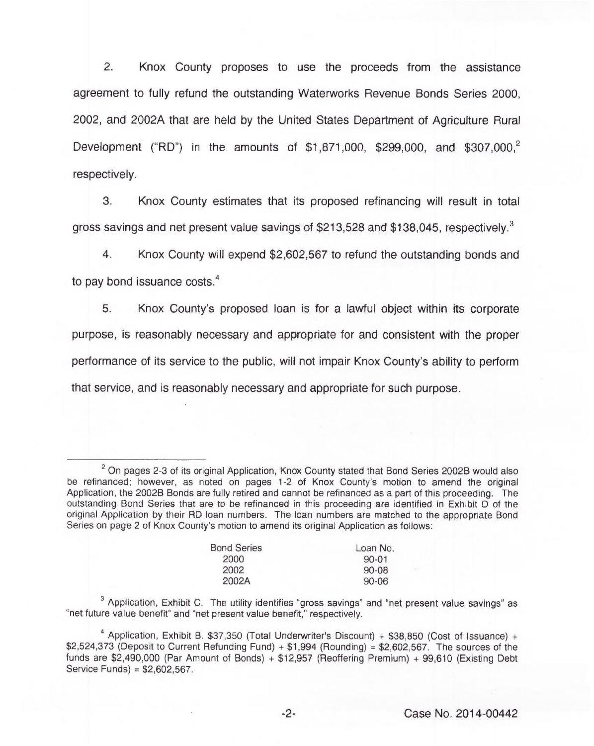2. Knox County proposes to use the proceeds from the assistance agreement to fully refund the outstanding Waterworks Revenue Bonds Series 2000, 2002, and 2002A that are held by the United States Department of Agriculture Rural Development ("RD") in the amounts of $1,871,000, $299,000, and $307,000,[2] respectively.

3. Knox County estimates that its proposed refinancing will result in total gross savings and net present value savings of $213,528 and $138,045, respectively.[3]

4. Knox County will expend $2,602,567 to refund the outstanding bonds and to pay bond issuance costs.[4]

5. Knox County's proposed loan is for a lawful object within its corporate purpose, is reasonably necessary and appropriate for and consistent with the proper performance of its service to the public, will not impair Knox County's ability to perform that service, and is reasonably necessary and appropriate for such purpose.

---

[2] On pages 2-3 of its original Application, Knox County stated that Bond Series 2002B would also be refinanced; however, as noted on pages 1-2 of Knox County's motion to amend the original Application, the 2002B Bonds are fully retired and cannot be refinanced as a part of this proceeding. The outstanding Bond Series that are to be refinanced in this proceeding are identified in Exhibit D of the original Application by their RD loan numbers. The loan numbers are matched to the appropriate Bond Series on page 2 of Knox County's motion to amend its original Application as follows:

| Bond Series | Loan No. |
|---|---|
| 2000 | 90-01 |
| 2002 | 90-08 |
| 2002A | 90-06 |

[3] Application, Exhibit C. The utility identifies "gross savings" and "net present value savings" as "net future value benefit" and "net present value benefit," respectively.

[4] Application, Exhibit B. $37,350 (Total Underwriter's Discount) + $38,850 (Cost of Issuance) + $2,524,373 (Deposit to Current Refunding Fund) + $1,994 (Rounding) = $2,602,567. The sources of the funds are $2,490,000 (Par Amount of Bonds) + $12,957 (Reoffering Premium) + 99,610 (Existing Debt Service Funds) = $2,602,567.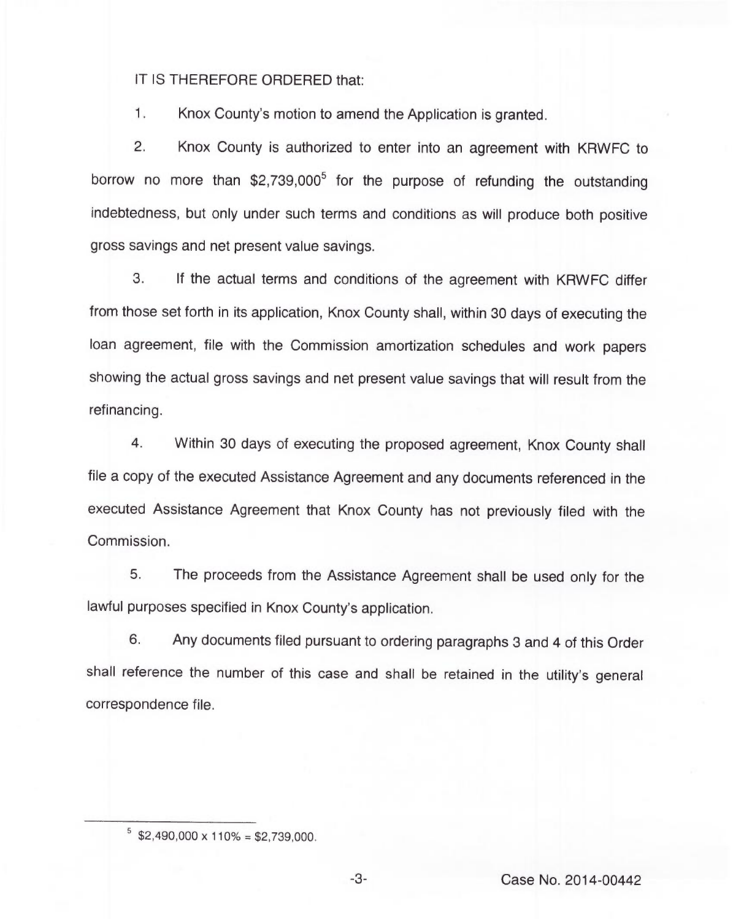IT IS THEREFORE ORDERED that:

1. Knox County's motion to amend the Application is granted.

2. Knox County is authorized to enter into an agreement with KRWFC to borrow no more than $2,739,000[5] for the purpose of refunding the outstanding indebtedness, but only under such terms and conditions as will produce both positive gross savings and net present value savings.

3. If the actual terms and conditions of the agreement with KRWFC differ from those set forth in its application, Knox County shall, within 30 days of executing the loan agreement, file with the Commission amortization schedules and work papers showing the actual gross savings and net present value savings that will result from the refinancing.

4. Within 30 days of executing the proposed agreement, Knox County shall file a copy of the executed Assistance Agreement and any documents referenced in the executed Assistance Agreement that Knox County has not previously filed with the Commission.

5. The proceeds from the Assistance Agreement shall be used only for the lawful purposes specified in Knox County's application.

6. Any documents filed pursuant to ordering paragraphs 3 and 4 of this Order shall reference the number of this case and shall be retained in the utility's general correspondence file.

---

[5] $2,490,000 x 110% = $2,739,000.

Case No. 2014-00442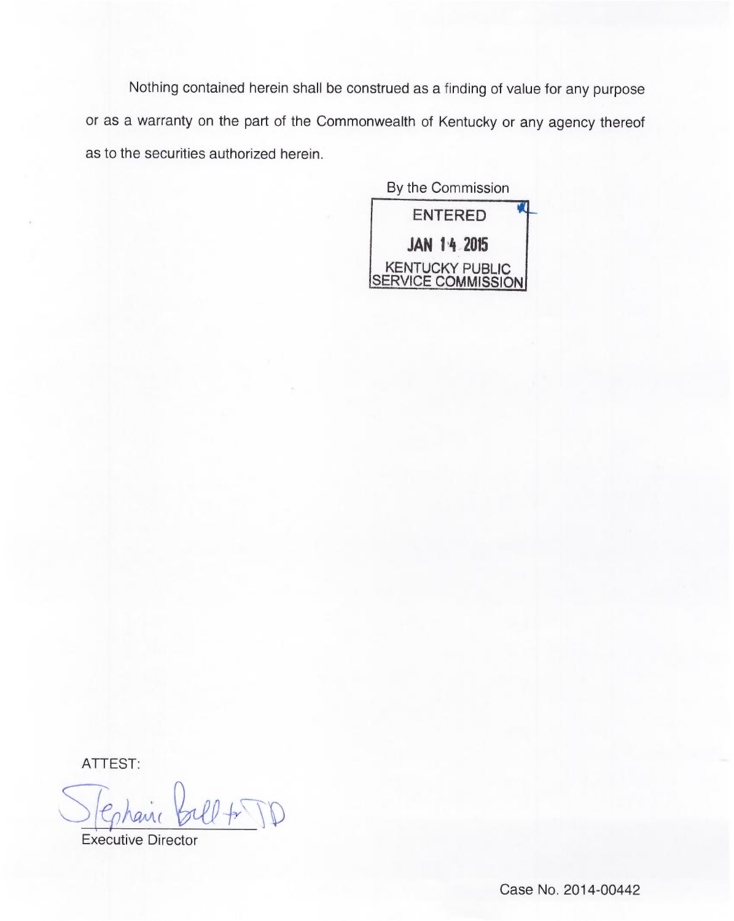Nothing contained herein shall be construed as a finding of value for any purpose or as a warranty on the part of the Commonwealth of Kentucky or any agency thereof as to the securities authorized herein.

By the Commission

ENTERED

JAN 14 2015

KENTUCKY PUBLIC SERVICE COMMISSION

ATTEST:

Stephanie Bell for JD

Executive Director

Case No. 2014-00442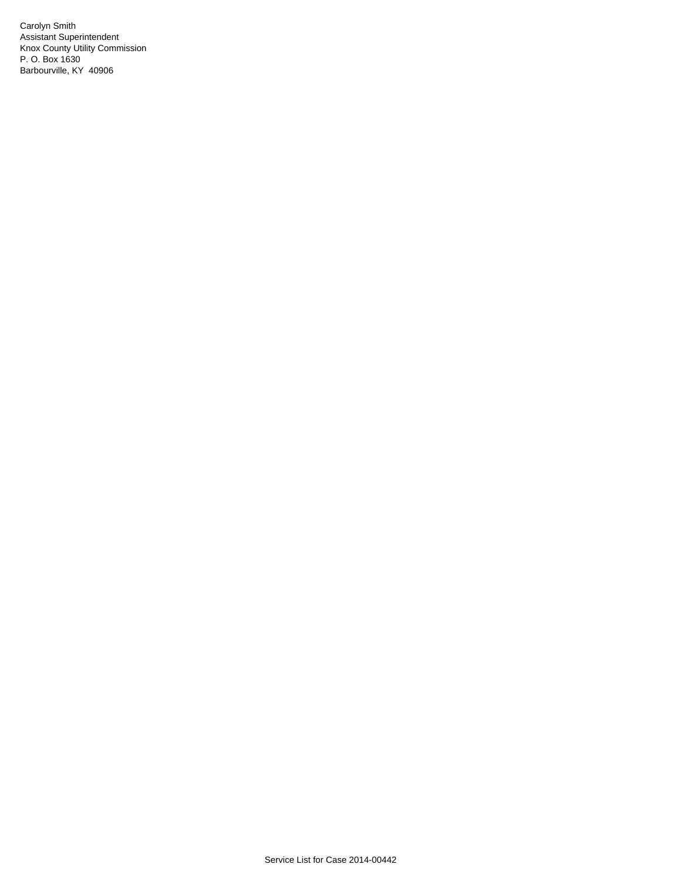Carolyn Smith
Assistant Superintendent
Knox County Utility Commission
P. O. Box 1630
Barbourville, KY  40906